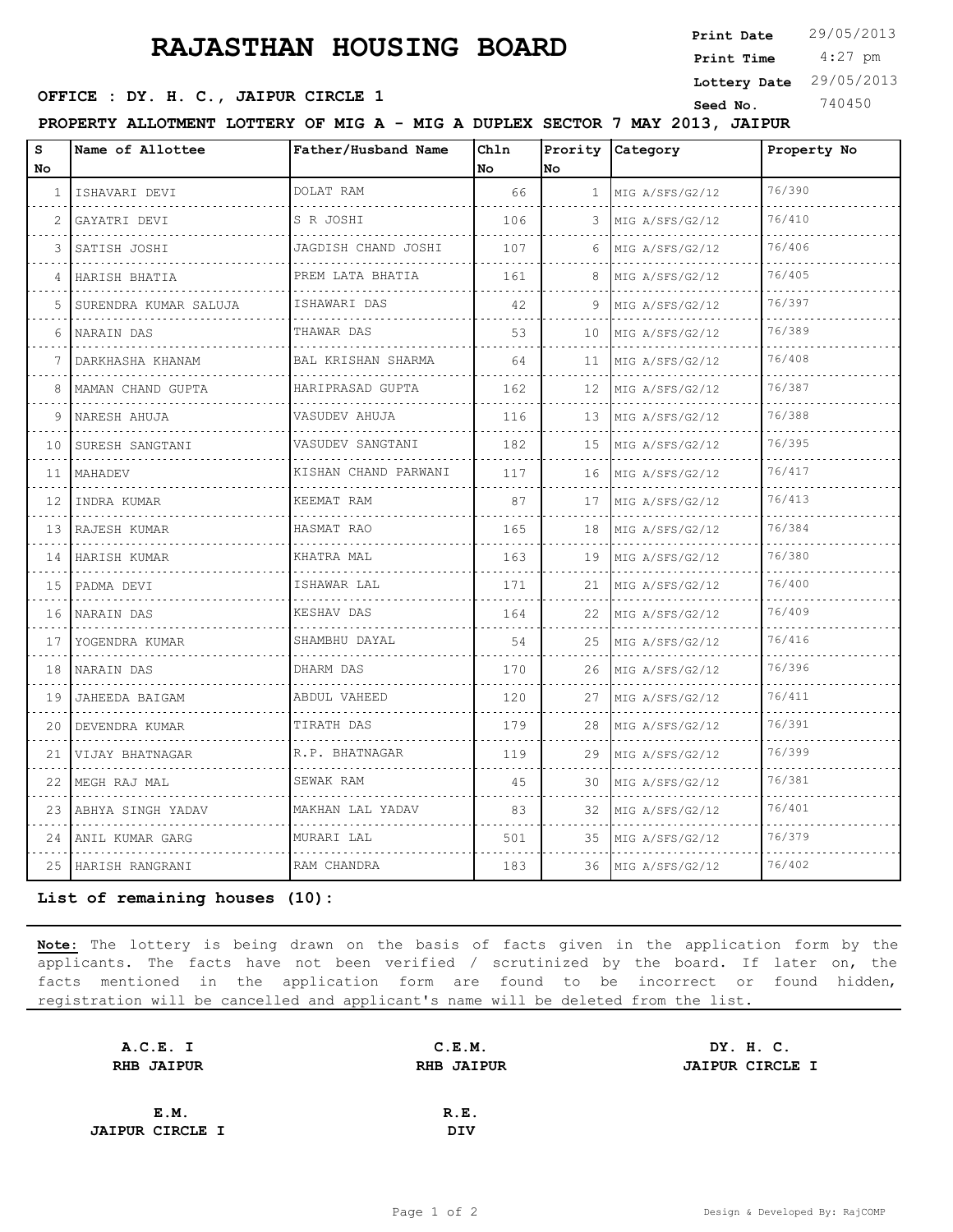# RAJASTHAN HOUSING BOARD

**Print Date** 29/05/2013
**Print Time** 4:27 pm
**Lottery Date** 29/05/2013
**Seed No.** 740450

**OFFICE : DY. H. C., JAIPUR CIRCLE 1**

**PROPERTY ALLOTMENT LOTTERY OF MIG A - MIG A DUPLEX SECTOR 7 MAY 2013, JAIPUR**

| S No | Name of Allottee | Father/Husband Name | Chln No | Prority No | Category | Property No |
|---|---|---|---|---|---|---|
| 1 | ISHAVARI DEVI | DOLAT RAM | 66 | 1 | MIG A/SFS/G2/12 | 76/390 |
| 2 | GAYATRI DEVI | S R JOSHI | 106 | 3 | MIG A/SFS/G2/12 | 76/410 |
| 3 | SATISH JOSHI | JAGDISH CHAND JOSHI | 107 | 6 | MIG A/SFS/G2/12 | 76/406 |
| 4 | HARISH BHATIA | PREM LATA BHATIA | 161 | 8 | MIG A/SFS/G2/12 | 76/405 |
| 5 | SURENDRA KUMAR SALUJA | ISHAWARI DAS | 42 | 9 | MIG A/SFS/G2/12 | 76/397 |
| 6 | NARAIN DAS | THAWAR DAS | 53 | 10 | MIG A/SFS/G2/12 | 76/389 |
| 7 | DARKHASHA KHANAM | BAL KRISHAN SHARMA | 64 | 11 | MIG A/SFS/G2/12 | 76/408 |
| 8 | MAMAN CHAND GUPTA | HARIPRASAD GUPTA | 162 | 12 | MIG A/SFS/G2/12 | 76/387 |
| 9 | NARESH AHUJA | VASUDEV AHUJA | 116 | 13 | MIG A/SFS/G2/12 | 76/388 |
| 10 | SURESH SANGTANI | VASUDEV SANGTANI | 182 | 15 | MIG A/SFS/G2/12 | 76/395 |
| 11 | MAHADEV | KISHAN CHAND PARWANI | 117 | 16 | MIG A/SFS/G2/12 | 76/417 |
| 12 | INDRA KUMAR | KEEMAT RAM | 87 | 17 | MIG A/SFS/G2/12 | 76/413 |
| 13 | RAJESH KUMAR | HASMAT RAO | 165 | 18 | MIG A/SFS/G2/12 | 76/384 |
| 14 | HARISH KUMAR | KHATRA MAL | 163 | 19 | MIG A/SFS/G2/12 | 76/380 |
| 15 | PADMA DEVI | ISHAWAR LAL | 171 | 21 | MIG A/SFS/G2/12 | 76/400 |
| 16 | NARAIN DAS | KESHAV DAS | 164 | 22 | MIG A/SFS/G2/12 | 76/409 |
| 17 | YOGENDRA KUMAR | SHAMBHU DAYAL | 54 | 25 | MIG A/SFS/G2/12 | 76/416 |
| 18 | NARAIN DAS | DHARM DAS | 170 | 26 | MIG A/SFS/G2/12 | 76/396 |
| 19 | JAHEEDA BAIGAM | ABDUL VAHEED | 120 | 27 | MIG A/SFS/G2/12 | 76/411 |
| 20 | DEVENDRA KUMAR | TIRATH DAS | 179 | 28 | MIG A/SFS/G2/12 | 76/391 |
| 21 | VIJAY BHATNAGAR | R.P. BHATNAGAR | 119 | 29 | MIG A/SFS/G2/12 | 76/399 |
| 22 | MEGH RAJ MAL | SEWAK RAM | 45 | 30 | MIG A/SFS/G2/12 | 76/381 |
| 23 | ABHYA SINGH YADAV | MAKHAN LAL YADAV | 83 | 32 | MIG A/SFS/G2/12 | 76/401 |
| 24 | ANIL KUMAR GARG | MURARI LAL | 501 | 35 | MIG A/SFS/G2/12 | 76/379 |
| 25 | HARISH RANGRANI | RAM CHANDRA | 183 | 36 | MIG A/SFS/G2/12 | 76/402 |

**List of remaining houses (10):**

**Note:** The lottery is being drawn on the basis of facts given in the application form by the applicants. The facts have not been verified / scrutinized by the board. If later on, the facts mentioned in the application form are found to be incorrect or found hidden, registration will be cancelled and applicant's name will be deleted from the list.

| | | |
|---|---|---|
| **A.C.E. I**<br>**RHB JAIPUR** | **C.E.M.**<br>**RHB JAIPUR** | **DY. H. C.**<br>**JAIPUR CIRCLE I** |
| **E.M.**<br>**JAIPUR CIRCLE I** | **R.E.**<br>**DIV** | |

Design & Developed By: RajCOMP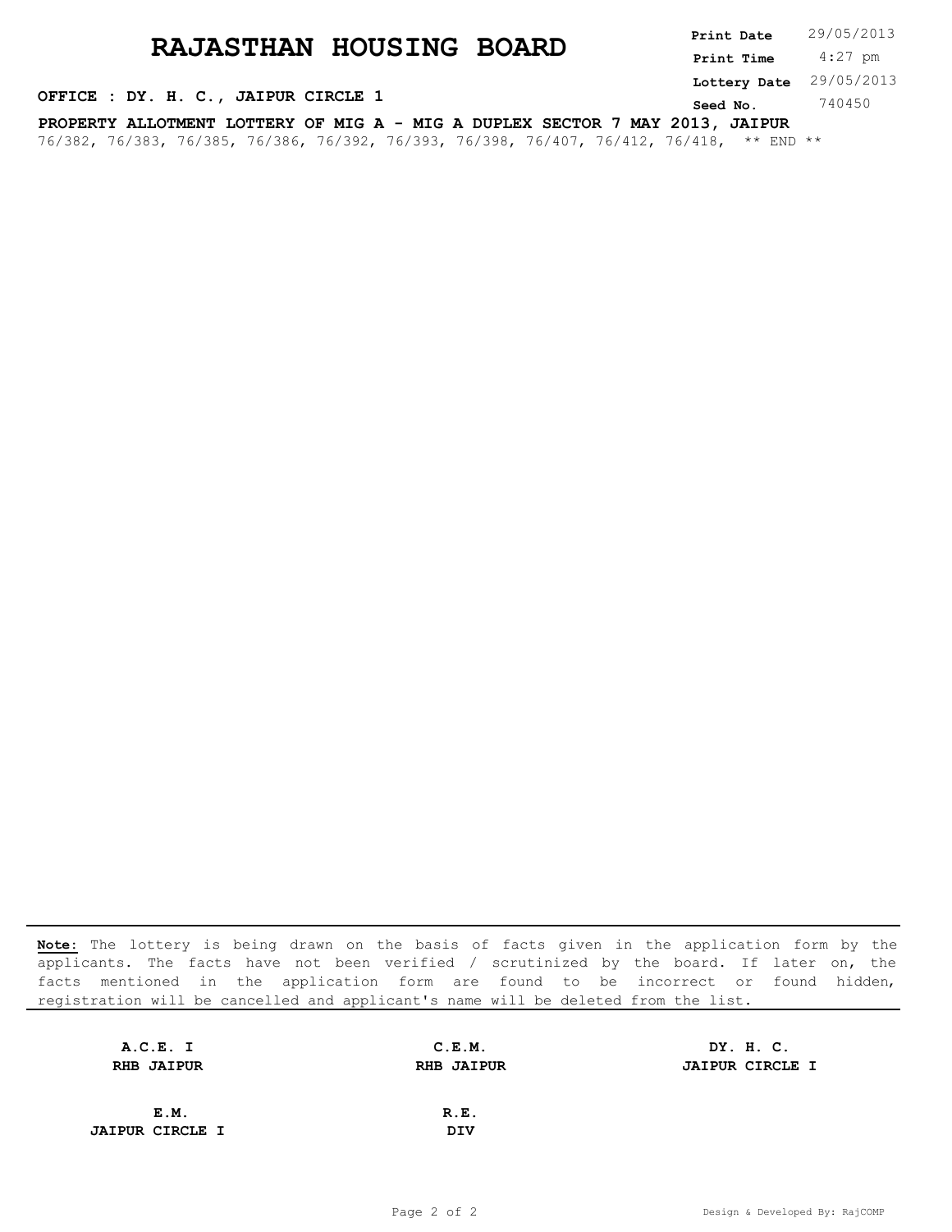# RAJASTHAN HOUSING BOARD

**OFFICE : DY. H. C., JAIPUR CIRCLE 1**

| | |
|---|---|
| **Print Date** | 29/05/2013 |
| **Print Time** | 4:27 pm |
| **Lottery Date** | 29/05/2013 |
| **Seed No.** | 740450 |

**PROPERTY ALLOTMENT LOTTERY OF MIG A - MIG A DUPLEX SECTOR 7 MAY 2013, JAIPUR**

76/382, 76/383, 76/385, 76/386, 76/392, 76/393, 76/398, 76/407, 76/412, 76/418, ** END **

**Note:** The lottery is being drawn on the basis of facts given in the application form by the applicants. The facts have not been verified / scrutinized by the board. If later on, the facts mentioned in the application form are found to be incorrect or found hidden, registration will be cancelled and applicant's name will be deleted from the list.

| | | |
|---|---|---|
| **A.C.E. I**<br>**RHB JAIPUR** | **C.E.M.**<br>**RHB JAIPUR** | **DY. H. C.**<br>**JAIPUR CIRCLE I** |
| **E.M.**<br>**JAIPUR CIRCLE I** | **R.E.**<br>**DIV** | |

Design & Developed By: RajCOMP